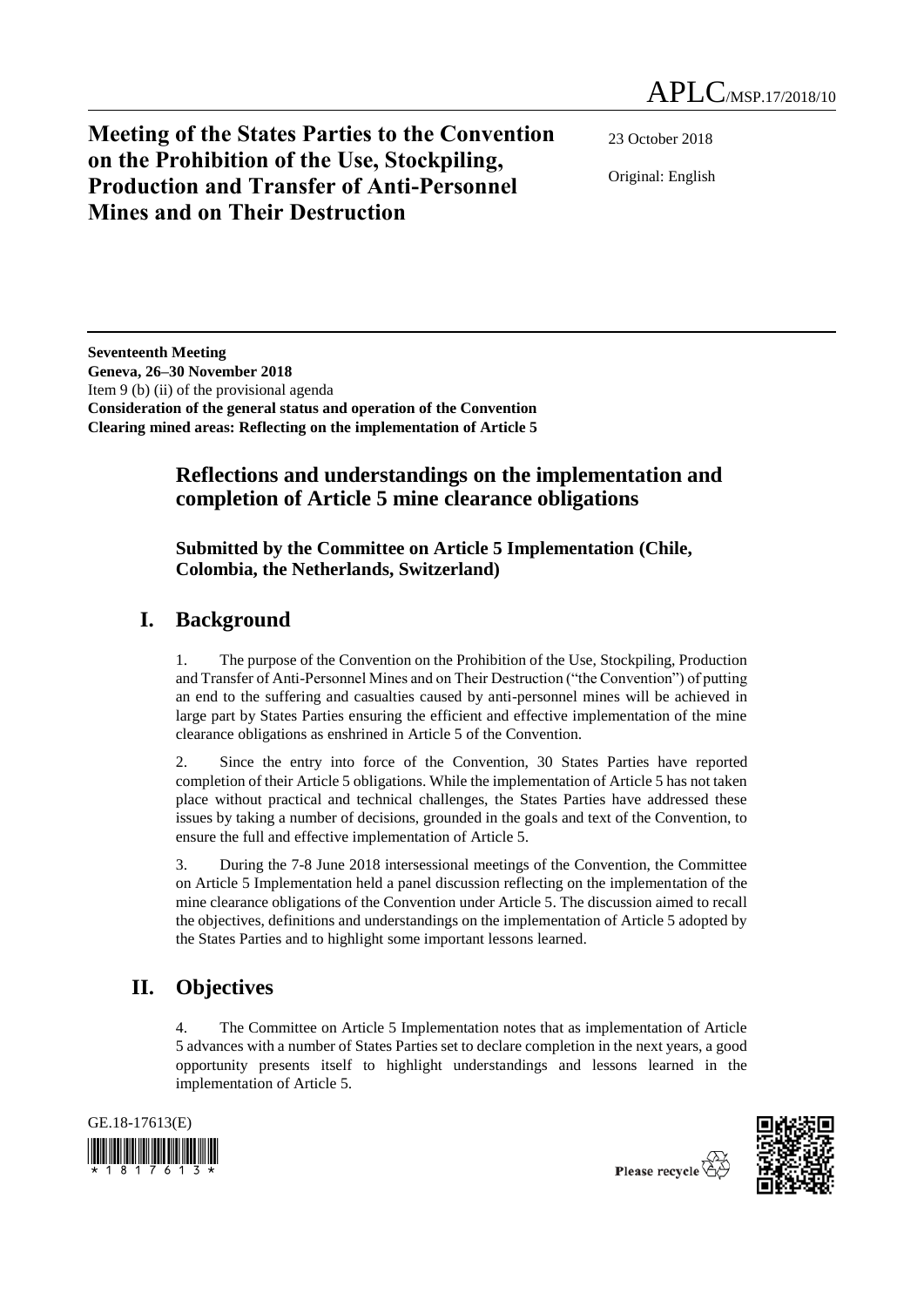APLC/MSP.17/2018/10

# Meeting of the States Parties to the Convention on the Prohibition of the Use, Stockpiling, Production and Transfer of Anti-Personnel Mines and on Their Destruction

23 October 2018

Original: English

**Seventeenth Meeting**
**Geneva, 26–30 November 2018**
Item 9 (b) (ii) of the provisional agenda
**Consideration of the general status and operation of the Convention**
**Clearing mined areas: Reflecting on the implementation of Article 5**

## Reflections and understandings on the implementation and completion of Article 5 mine clearance obligations

**Submitted by the Committee on Article 5 Implementation (Chile, Colombia, the Netherlands, Switzerland)**

## I. Background

1. The purpose of the Convention on the Prohibition of the Use, Stockpiling, Production and Transfer of Anti-Personnel Mines and on Their Destruction ("the Convention") of putting an end to the suffering and casualties caused by anti-personnel mines will be achieved in large part by States Parties ensuring the efficient and effective implementation of the mine clearance obligations as enshrined in Article 5 of the Convention.

2. Since the entry into force of the Convention, 30 States Parties have reported completion of their Article 5 obligations. While the implementation of Article 5 has not taken place without practical and technical challenges, the States Parties have addressed these issues by taking a number of decisions, grounded in the goals and text of the Convention, to ensure the full and effective implementation of Article 5.

3. During the 7-8 June 2018 intersessional meetings of the Convention, the Committee on Article 5 Implementation held a panel discussion reflecting on the implementation of the mine clearance obligations of the Convention under Article 5. The discussion aimed to recall the objectives, definitions and understandings on the implementation of Article 5 adopted by the States Parties and to highlight some important lessons learned.

## II. Objectives

4. The Committee on Article 5 Implementation notes that as implementation of Article 5 advances with a number of States Parties set to declare completion in the next years, a good opportunity presents itself to highlight understandings and lessons learned in the implementation of Article 5.

GE.18-17613(E)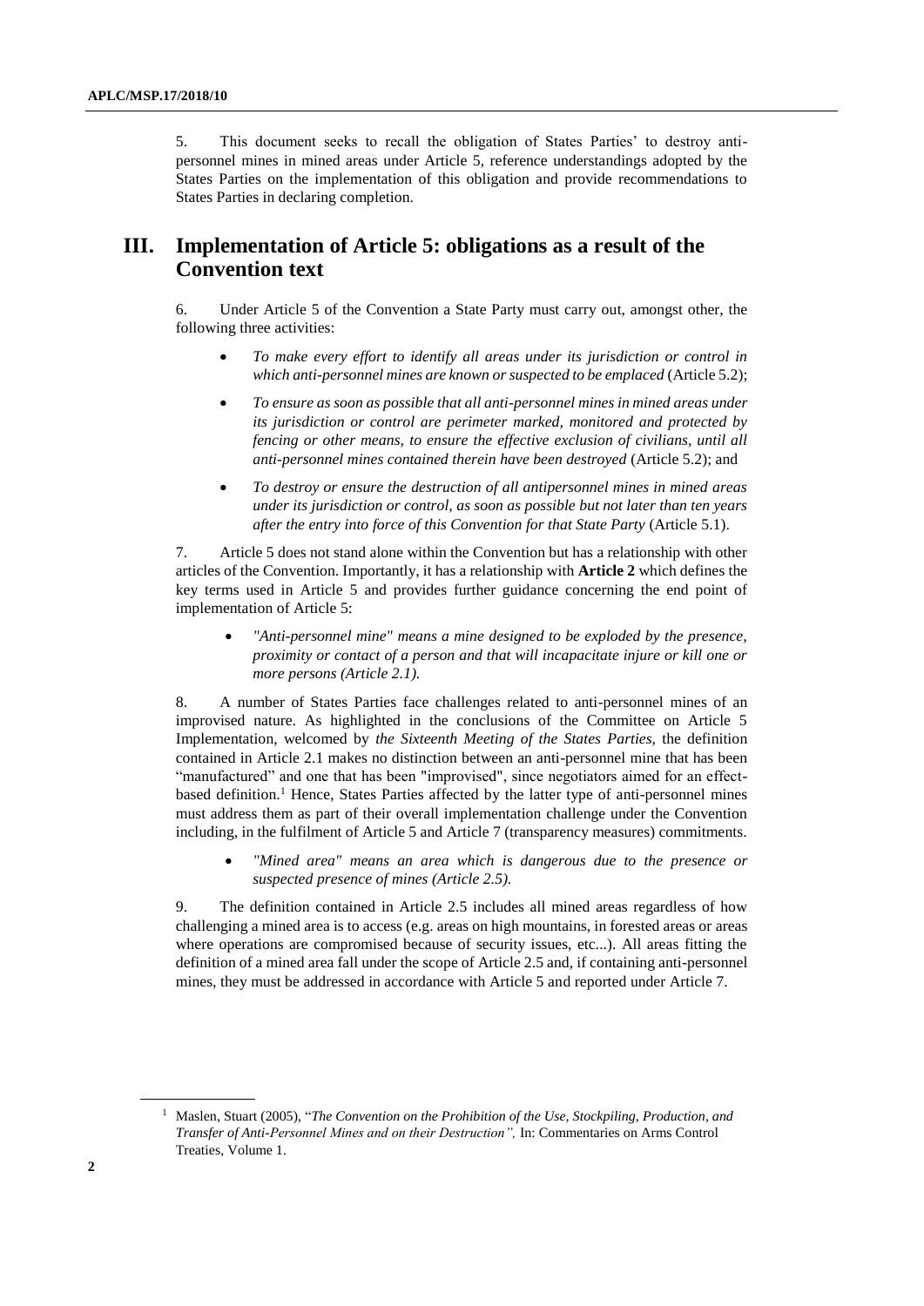5. This document seeks to recall the obligation of States Parties' to destroy anti-personnel mines in mined areas under Article 5, reference understandings adopted by the States Parties on the implementation of this obligation and provide recommendations to States Parties in declaring completion.

## III. Implementation of Article 5: obligations as a result of the Convention text

6. Under Article 5 of the Convention a State Party must carry out, amongst other, the following three activities:

- *To make every effort to identify all areas under its jurisdiction or control in which anti-personnel mines are known or suspected to be emplaced* (Article 5.2);
- *To ensure as soon as possible that all anti-personnel mines in mined areas under its jurisdiction or control are perimeter marked, monitored and protected by fencing or other means, to ensure the effective exclusion of civilians, until all anti-personnel mines contained therein have been destroyed* (Article 5.2); and
- *To destroy or ensure the destruction of all antipersonnel mines in mined areas under its jurisdiction or control, as soon as possible but not later than ten years after the entry into force of this Convention for that State Party* (Article 5.1).

7. Article 5 does not stand alone within the Convention but has a relationship with other articles of the Convention. Importantly, it has a relationship with **Article 2** which defines the key terms used in Article 5 and provides further guidance concerning the end point of implementation of Article 5:

- *"Anti-personnel mine" means a mine designed to be exploded by the presence, proximity or contact of a person and that will incapacitate injure or kill one or more persons (Article 2.1).*

8. A number of States Parties face challenges related to anti-personnel mines of an improvised nature. As highlighted in the conclusions of the Committee on Article 5 Implementation, welcomed by *the Sixteenth Meeting of the States Parties,* the definition contained in Article 2.1 makes no distinction between an anti-personnel mine that has been "manufactured" and one that has been "improvised", since negotiators aimed for an effect-based definition.[1] Hence, States Parties affected by the latter type of anti-personnel mines must address them as part of their overall implementation challenge under the Convention including, in the fulfilment of Article 5 and Article 7 (transparency measures) commitments.

- *"Mined area" means an area which is dangerous due to the presence or suspected presence of mines (Article 2.5).*

9. The definition contained in Article 2.5 includes all mined areas regardless of how challenging a mined area is to access (e.g. areas on high mountains, in forested areas or areas where operations are compromised because of security issues, etc...). All areas fitting the definition of a mined area fall under the scope of Article 2.5 and, if containing anti-personnel mines, they must be addressed in accordance with Article 5 and reported under Article 7.

---

[1] Maslen, Stuart (2005), "*The Convention on the Prohibition of the Use, Stockpiling, Production, and Transfer of Anti-Personnel Mines and on their Destruction",* In: Commentaries on Arms Control Treaties, Volume 1.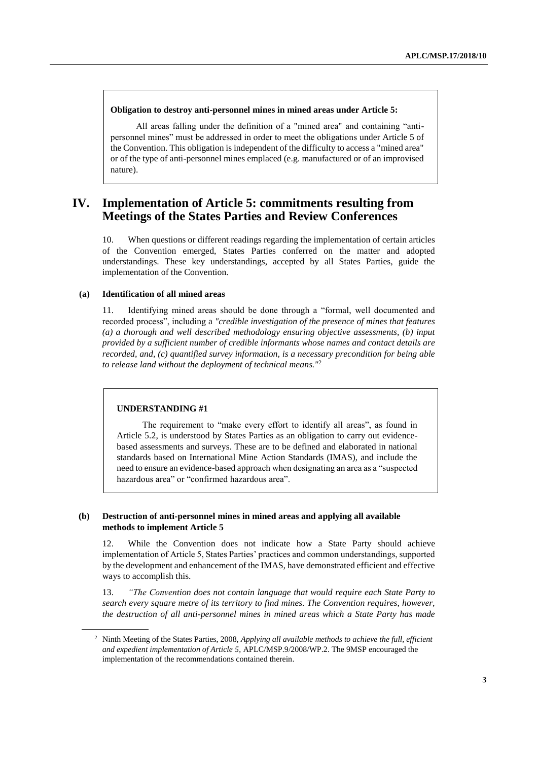**Obligation to destroy anti-personnel mines in mined areas under Article 5:**

All areas falling under the definition of a "mined area" and containing “anti-personnel mines” must be addressed in order to meet the obligations under Article 5 of the Convention. This obligation is independent of the difficulty to access a "mined area" or of the type of anti-personnel mines emplaced (e.g. manufactured or of an improvised nature).

# IV. Implementation of Article 5: commitments resulting from Meetings of the States Parties and Review Conferences

10. When questions or different readings regarding the implementation of certain articles of the Convention emerged, States Parties conferred on the matter and adopted understandings. These key understandings, accepted by all States Parties, guide the implementation of the Convention.

### (a) Identification of all mined areas

11. Identifying mined areas should be done through a “formal, well documented and recorded process”, including a *"credible investigation of the presence of mines that features (a) a thorough and well described methodology ensuring objective assessments, (b) input provided by a sufficient number of credible informants whose names and contact details are recorded, and, (c) quantified survey information, is a necessary precondition for being able to release land without the deployment of technical means."*[2]

**UNDERSTANDING #1**

The requirement to “make every effort to identify all areas”, as found in Article 5.2, is understood by States Parties as an obligation to carry out evidence-based assessments and surveys. These are to be defined and elaborated in national standards based on International Mine Action Standards (IMAS), and include the need to ensure an evidence-based approach when designating an area as a “suspected hazardous area” or “confirmed hazardous area”.

### (b) Destruction of anti-personnel mines in mined areas and applying all available methods to implement Article 5

12. While the Convention does not indicate how a State Party should achieve implementation of Article 5, States Parties’ practices and common understandings, supported by the development and enhancement of the IMAS, have demonstrated efficient and effective ways to accomplish this.

13. *“The Convention does not contain language that would require each State Party to search every square metre of its territory to find mines. The Convention requires, however, the destruction of all anti-personnel mines in mined areas which a State Party has made*

[2] Ninth Meeting of the States Parties, 2008, *Applying all available methods to achieve the full, efficient and expedient implementation of Article 5*, APLC/MSP.9/2008/WP.2. The 9MSP encouraged the implementation of the recommendations contained therein.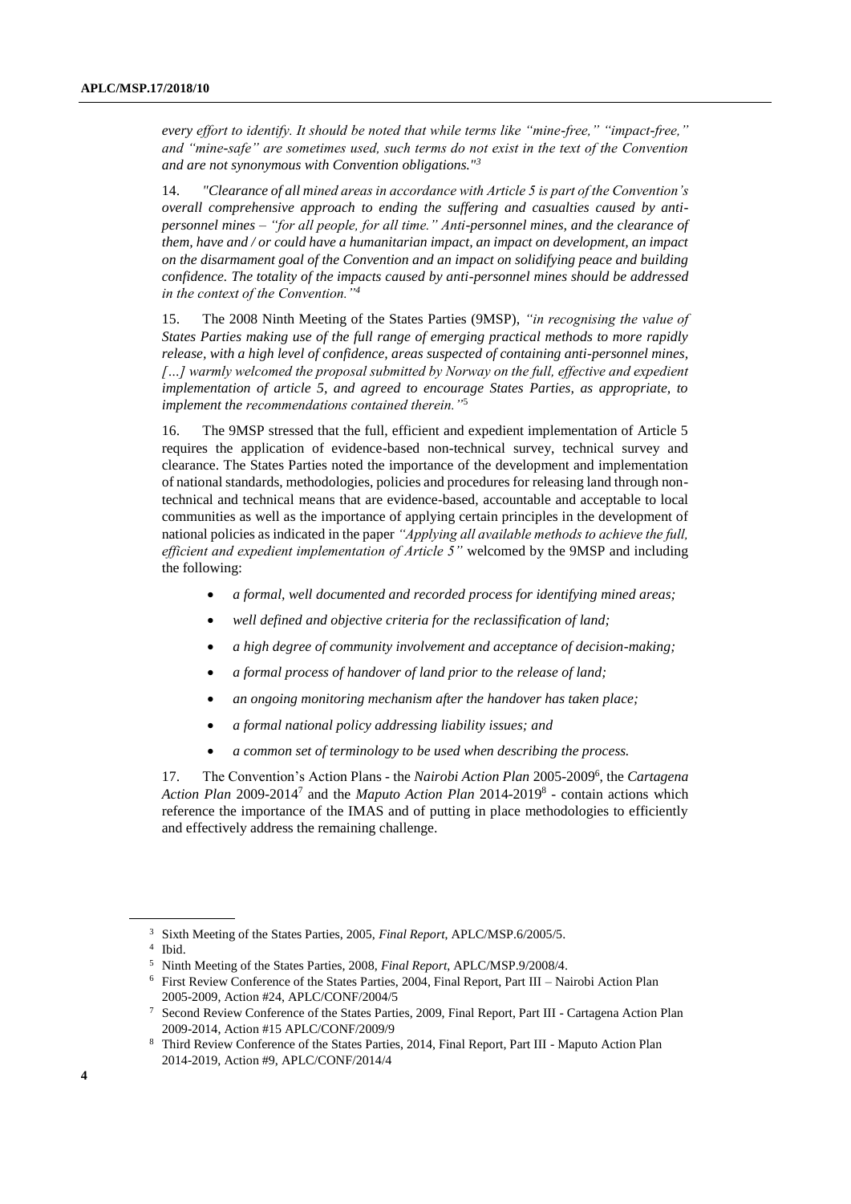*every effort to identify. It should be noted that while terms like "mine-free," "impact-free," and "mine-safe" are sometimes used, such terms do not exist in the text of the Convention and are not synonymous with Convention obligations."*[3]

14. *"Clearance of all mined areas in accordance with Article 5 is part of the Convention's overall comprehensive approach to ending the suffering and casualties caused by anti-personnel mines – "for all people, for all time." Anti-personnel mines, and the clearance of them, have and / or could have a humanitarian impact, an impact on development, an impact on the disarmament goal of the Convention and an impact on solidifying peace and building confidence. The totality of the impacts caused by anti-personnel mines should be addressed in the context of the Convention."*[4]

15. The 2008 Ninth Meeting of the States Parties (9MSP), *"in recognising the value of States Parties making use of the full range of emerging practical methods to more rapidly release, with a high level of confidence, areas suspected of containing anti-personnel mines, […] warmly welcomed the proposal submitted by Norway on the full, effective and expedient implementation of article 5, and agreed to encourage States Parties, as appropriate, to implement the recommendations contained therein."*[5]

16. The 9MSP stressed that the full, efficient and expedient implementation of Article 5 requires the application of evidence-based non-technical survey, technical survey and clearance. The States Parties noted the importance of the development and implementation of national standards, methodologies, policies and procedures for releasing land through non-technical and technical means that are evidence-based, accountable and acceptable to local communities as well as the importance of applying certain principles in the development of national policies as indicated in the paper *"Applying all available methods to achieve the full, efficient and expedient implementation of Article 5"* welcomed by the 9MSP and including the following:

- *a formal, well documented and recorded process for identifying mined areas;*
- *well defined and objective criteria for the reclassification of land;*
- *a high degree of community involvement and acceptance of decision-making;*
- *a formal process of handover of land prior to the release of land;*
- *an ongoing monitoring mechanism after the handover has taken place;*
- *a formal national policy addressing liability issues; and*
- *a common set of terminology to be used when describing the process.*

17. The Convention's Action Plans - the *Nairobi Action Plan* 2005-2009[6], the *Cartagena Action Plan* 2009-2014[7] and the *Maputo Action Plan* 2014-2019[8] - contain actions which reference the importance of the IMAS and of putting in place methodologies to efficiently and effectively address the remaining challenge.

---

[3] Sixth Meeting of the States Parties, 2005, *Final Report*, APLC/MSP.6/2005/5.

[4] Ibid.

[5] Ninth Meeting of the States Parties, 2008, *Final Report*, APLC/MSP.9/2008/4.

[6] First Review Conference of the States Parties, 2004, Final Report, Part III – Nairobi Action Plan 2005-2009, Action #24, APLC/CONF/2004/5

[7] Second Review Conference of the States Parties, 2009, Final Report, Part III - Cartagena Action Plan 2009-2014, Action #15 APLC/CONF/2009/9

[8] Third Review Conference of the States Parties, 2014, Final Report, Part III - Maputo Action Plan 2014-2019, Action #9, APLC/CONF/2014/4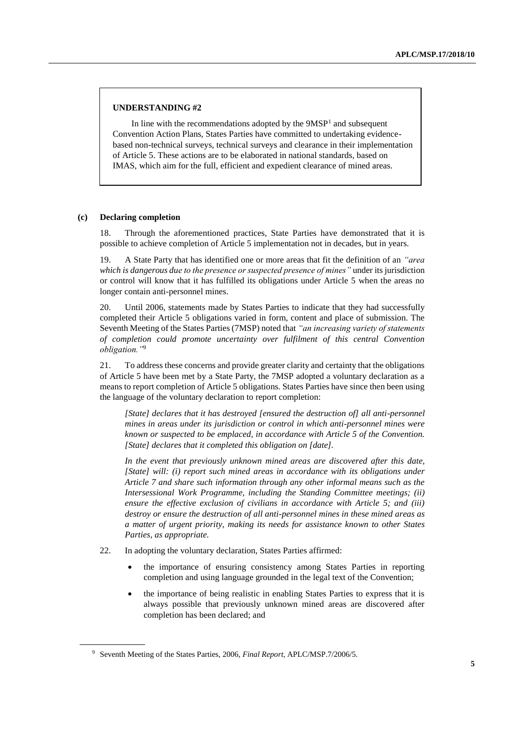> **UNDERSTANDING #2**
>
> In line with the recommendations adopted by the 9MSP[1] and subsequent Convention Action Plans, States Parties have committed to undertaking evidence-based non-technical surveys, technical surveys and clearance in their implementation of Article 5. These actions are to be elaborated in national standards, based on IMAS, which aim for the full, efficient and expedient clearance of mined areas.

### (c) Declaring completion

18. Through the aforementioned practices, State Parties have demonstrated that it is possible to achieve completion of Article 5 implementation not in decades, but in years.

19. A State Party that has identified one or more areas that fit the definition of an *"area which is dangerous due to the presence or suspected presence of mines"* under its jurisdiction or control will know that it has fulfilled its obligations under Article 5 when the areas no longer contain anti-personnel mines.

20. Until 2006, statements made by States Parties to indicate that they had successfully completed their Article 5 obligations varied in form, content and place of submission. The Seventh Meeting of the States Parties (7MSP) noted that *"an increasing variety of statements of completion could promote uncertainty over fulfilment of this central Convention obligation."*[9]

21. To address these concerns and provide greater clarity and certainty that the obligations of Article 5 have been met by a State Party, the 7MSP adopted a voluntary declaration as a means to report completion of Article 5 obligations. States Parties have since then been using the language of the voluntary declaration to report completion:

> *[State] declares that it has destroyed [ensured the destruction of] all anti-personnel mines in areas under its jurisdiction or control in which anti-personnel mines were known or suspected to be emplaced, in accordance with Article 5 of the Convention. [State] declares that it completed this obligation on [date].*
>
> *In the event that previously unknown mined areas are discovered after this date, [State] will: (i) report such mined areas in accordance with its obligations under Article 7 and share such information through any other informal means such as the Intersessional Work Programme, including the Standing Committee meetings; (ii) ensure the effective exclusion of civilians in accordance with Article 5; and (iii) destroy or ensure the destruction of all anti-personnel mines in these mined areas as a matter of urgent priority, making its needs for assistance known to other States Parties, as appropriate.*

22. In adopting the voluntary declaration, States Parties affirmed:

- the importance of ensuring consistency among States Parties in reporting completion and using language grounded in the legal text of the Convention;
- the importance of being realistic in enabling States Parties to express that it is always possible that previously unknown mined areas are discovered after completion has been declared; and

---

[9] Seventh Meeting of the States Parties, 2006, *Final Report*, APLC/MSP.7/2006/5.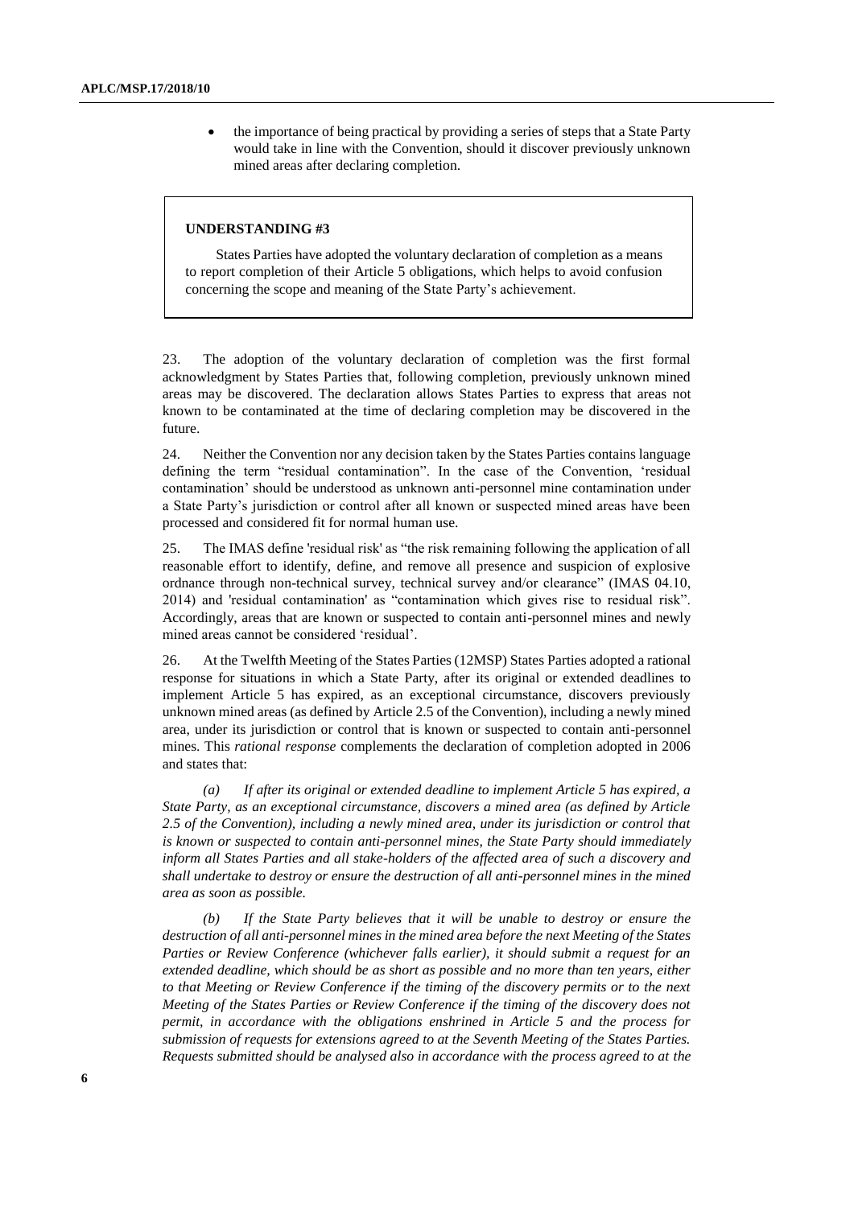- the importance of being practical by providing a series of steps that a State Party would take in line with the Convention, should it discover previously unknown mined areas after declaring completion.

> **UNDERSTANDING #3**
>
> States Parties have adopted the voluntary declaration of completion as a means to report completion of their Article 5 obligations, which helps to avoid confusion concerning the scope and meaning of the State Party's achievement.

23. The adoption of the voluntary declaration of completion was the first formal acknowledgment by States Parties that, following completion, previously unknown mined areas may be discovered. The declaration allows States Parties to express that areas not known to be contaminated at the time of declaring completion may be discovered in the future.

24. Neither the Convention nor any decision taken by the States Parties contains language defining the term "residual contamination". In the case of the Convention, 'residual contamination' should be understood as unknown anti-personnel mine contamination under a State Party's jurisdiction or control after all known or suspected mined areas have been processed and considered fit for normal human use.

25. The IMAS define 'residual risk' as "the risk remaining following the application of all reasonable effort to identify, define, and remove all presence and suspicion of explosive ordnance through non-technical survey, technical survey and/or clearance" (IMAS 04.10, 2014) and 'residual contamination' as "contamination which gives rise to residual risk". Accordingly, areas that are known or suspected to contain anti-personnel mines and newly mined areas cannot be considered 'residual'.

26. At the Twelfth Meeting of the States Parties (12MSP) States Parties adopted a rational response for situations in which a State Party, after its original or extended deadlines to implement Article 5 has expired, as an exceptional circumstance, discovers previously unknown mined areas (as defined by Article 2.5 of the Convention), including a newly mined area, under its jurisdiction or control that is known or suspected to contain anti-personnel mines. This *rational response* complements the declaration of completion adopted in 2006 and states that:

*(a) If after its original or extended deadline to implement Article 5 has expired, a State Party, as an exceptional circumstance, discovers a mined area (as defined by Article 2.5 of the Convention), including a newly mined area, under its jurisdiction or control that is known or suspected to contain anti-personnel mines, the State Party should immediately inform all States Parties and all stake-holders of the affected area of such a discovery and shall undertake to destroy or ensure the destruction of all anti-personnel mines in the mined area as soon as possible.*

*(b) If the State Party believes that it will be unable to destroy or ensure the destruction of all anti-personnel mines in the mined area before the next Meeting of the States Parties or Review Conference (whichever falls earlier), it should submit a request for an extended deadline, which should be as short as possible and no more than ten years, either to that Meeting or Review Conference if the timing of the discovery permits or to the next Meeting of the States Parties or Review Conference if the timing of the discovery does not permit, in accordance with the obligations enshrined in Article 5 and the process for submission of requests for extensions agreed to at the Seventh Meeting of the States Parties. Requests submitted should be analysed also in accordance with the process agreed to at the*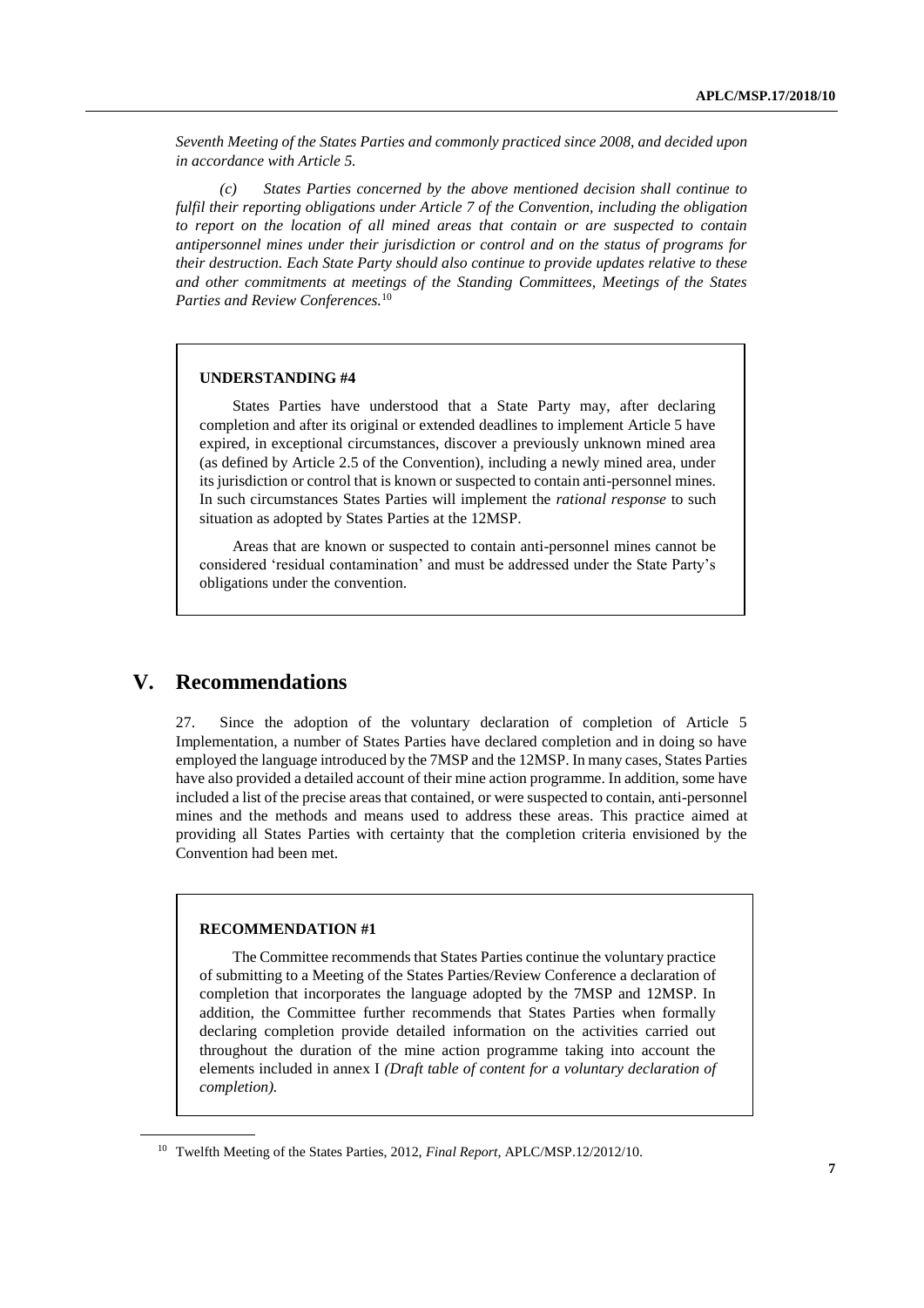*Seventh Meeting of the States Parties and commonly practiced since 2008, and decided upon in accordance with Article 5.*

*(c) States Parties concerned by the above mentioned decision shall continue to fulfil their reporting obligations under Article 7 of the Convention, including the obligation to report on the location of all mined areas that contain or are suspected to contain antipersonnel mines under their jurisdiction or control and on the status of programs for their destruction. Each State Party should also continue to provide updates relative to these and other commitments at meetings of the Standing Committees, Meetings of the States Parties and Review Conferences.*[10]

**UNDERSTANDING #4**

States Parties have understood that a State Party may, after declaring completion and after its original or extended deadlines to implement Article 5 have expired, in exceptional circumstances, discover a previously unknown mined area (as defined by Article 2.5 of the Convention), including a newly mined area, under its jurisdiction or control that is known or suspected to contain anti-personnel mines. In such circumstances States Parties will implement the *rational response* to such situation as adopted by States Parties at the 12MSP.

Areas that are known or suspected to contain anti-personnel mines cannot be considered 'residual contamination' and must be addressed under the State Party's obligations under the convention.

# V. Recommendations

27. Since the adoption of the voluntary declaration of completion of Article 5 Implementation, a number of States Parties have declared completion and in doing so have employed the language introduced by the 7MSP and the 12MSP. In many cases, States Parties have also provided a detailed account of their mine action programme. In addition, some have included a list of the precise areas that contained, or were suspected to contain, anti-personnel mines and the methods and means used to address these areas. This practice aimed at providing all States Parties with certainty that the completion criteria envisioned by the Convention had been met.

**RECOMMENDATION #1**

The Committee recommends that States Parties continue the voluntary practice of submitting to a Meeting of the States Parties/Review Conference a declaration of completion that incorporates the language adopted by the 7MSP and 12MSP. In addition, the Committee further recommends that States Parties when formally declaring completion provide detailed information on the activities carried out throughout the duration of the mine action programme taking into account the elements included in annex I *(Draft table of content for a voluntary declaration of completion).*

[10] Twelfth Meeting of the States Parties, 2012, *Final Report*, APLC/MSP.12/2012/10.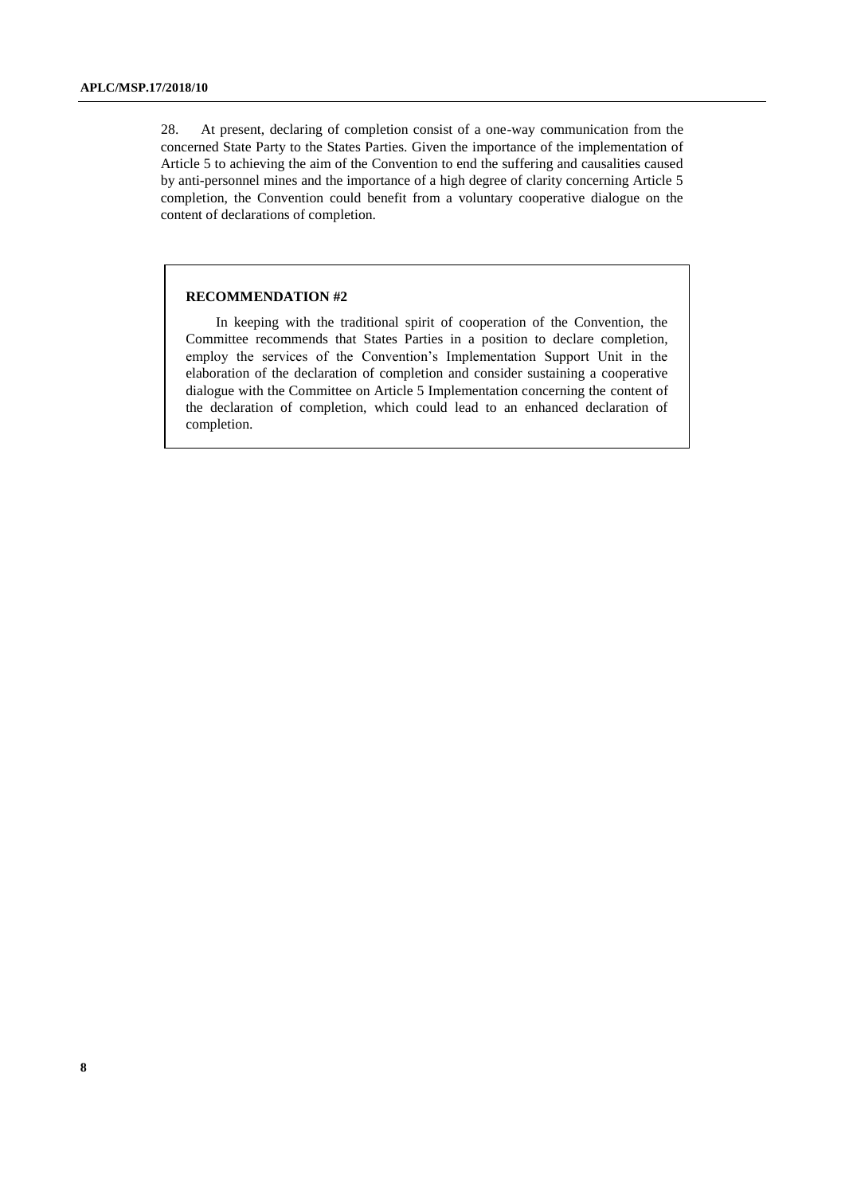28. At present, declaring of completion consist of a one-way communication from the concerned State Party to the States Parties. Given the importance of the implementation of Article 5 to achieving the aim of the Convention to end the suffering and causalities caused by anti-personnel mines and the importance of a high degree of clarity concerning Article 5 completion, the Convention could benefit from a voluntary cooperative dialogue on the content of declarations of completion.

> **RECOMMENDATION #2**
>
> In keeping with the traditional spirit of cooperation of the Convention, the Committee recommends that States Parties in a position to declare completion, employ the services of the Convention's Implementation Support Unit in the elaboration of the declaration of completion and consider sustaining a cooperative dialogue with the Committee on Article 5 Implementation concerning the content of the declaration of completion, which could lead to an enhanced declaration of completion.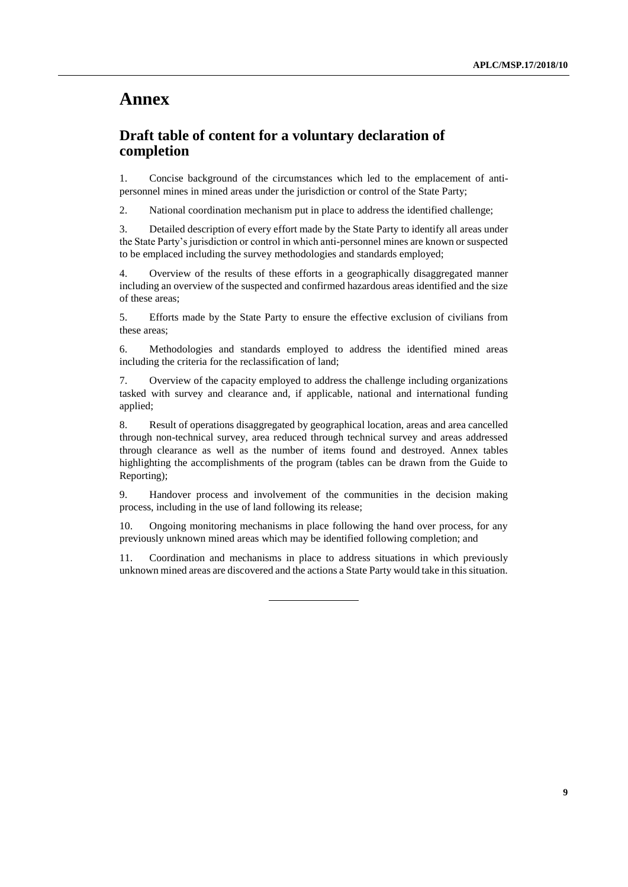# Annex

## Draft table of content for a voluntary declaration of completion

1. Concise background of the circumstances which led to the emplacement of anti-personnel mines in mined areas under the jurisdiction or control of the State Party;

2. National coordination mechanism put in place to address the identified challenge;

3. Detailed description of every effort made by the State Party to identify all areas under the State Party's jurisdiction or control in which anti-personnel mines are known or suspected to be emplaced including the survey methodologies and standards employed;

4. Overview of the results of these efforts in a geographically disaggregated manner including an overview of the suspected and confirmed hazardous areas identified and the size of these areas;

5. Efforts made by the State Party to ensure the effective exclusion of civilians from these areas;

6. Methodologies and standards employed to address the identified mined areas including the criteria for the reclassification of land;

7. Overview of the capacity employed to address the challenge including organizations tasked with survey and clearance and, if applicable, national and international funding applied;

8. Result of operations disaggregated by geographical location, areas and area cancelled through non-technical survey, area reduced through technical survey and areas addressed through clearance as well as the number of items found and destroyed. Annex tables highlighting the accomplishments of the program (tables can be drawn from the Guide to Reporting);

9. Handover process and involvement of the communities in the decision making process, including in the use of land following its release;

10. Ongoing monitoring mechanisms in place following the hand over process, for any previously unknown mined areas which may be identified following completion; and

11. Coordination and mechanisms in place to address situations in which previously unknown mined areas are discovered and the actions a State Party would take in this situation.